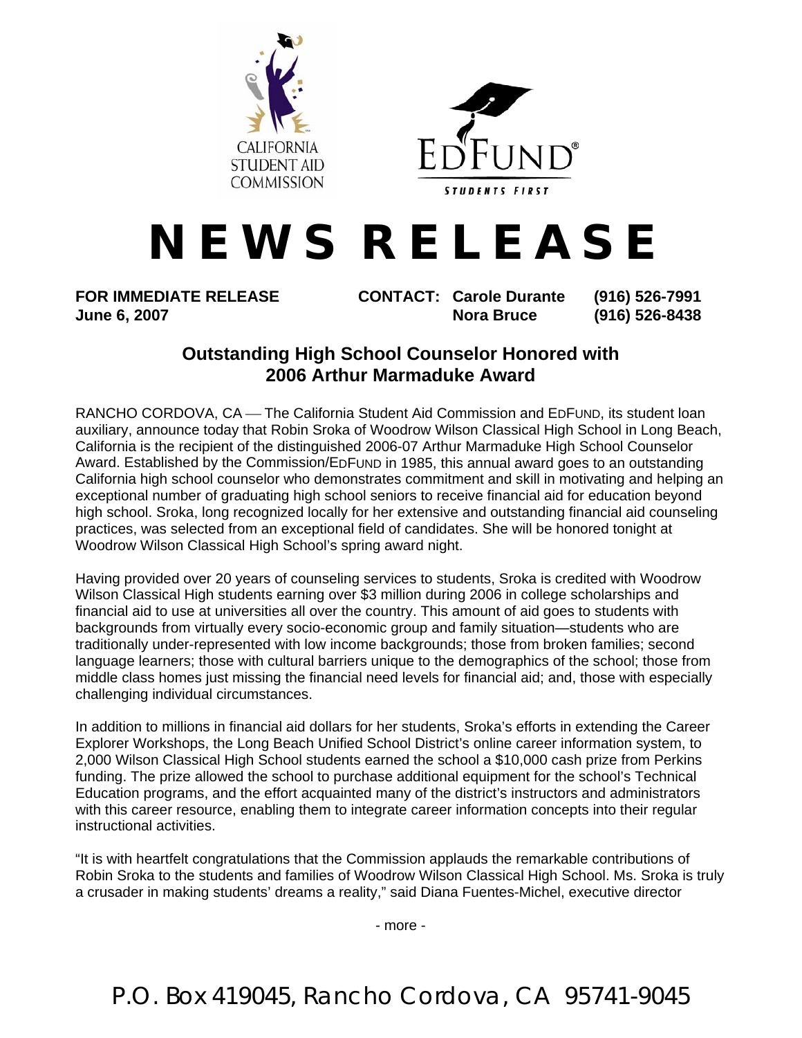CALIFORNIA STUDENT AID COMMISSION

EDFUND® STUDENTS FIRST

# NEWS RELEASE

**FOR IMMEDIATE RELEASE**
**June 6, 2007**

**CONTACT: Carole Durante (916) 526-7991**
**Nora Bruce (916) 526-8438**

## Outstanding High School Counselor Honored with 2006 Arthur Marmaduke Award

RANCHO CORDOVA, CA — The California Student Aid Commission and EDFUND, its student loan auxiliary, announce today that Robin Sroka of Woodrow Wilson Classical High School in Long Beach, California is the recipient of the distinguished 2006-07 Arthur Marmaduke High School Counselor Award. Established by the Commission/EDFUND in 1985, this annual award goes to an outstanding California high school counselor who demonstrates commitment and skill in motivating and helping an exceptional number of graduating high school seniors to receive financial aid for education beyond high school. Sroka, long recognized locally for her extensive and outstanding financial aid counseling practices, was selected from an exceptional field of candidates. She will be honored tonight at Woodrow Wilson Classical High School's spring award night.

Having provided over 20 years of counseling services to students, Sroka is credited with Woodrow Wilson Classical High students earning over $3 million during 2006 in college scholarships and financial aid to use at universities all over the country. This amount of aid goes to students with backgrounds from virtually every socio-economic group and family situation—students who are traditionally under-represented with low income backgrounds; those from broken families; second language learners; those with cultural barriers unique to the demographics of the school; those from middle class homes just missing the financial need levels for financial aid; and, those with especially challenging individual circumstances.

In addition to millions in financial aid dollars for her students, Sroka's efforts in extending the Career Explorer Workshops, the Long Beach Unified School District's online career information system, to 2,000 Wilson Classical High School students earned the school a $10,000 cash prize from Perkins funding. The prize allowed the school to purchase additional equipment for the school's Technical Education programs, and the effort acquainted many of the district's instructors and administrators with this career resource, enabling them to integrate career information concepts into their regular instructional activities.

"It is with heartfelt congratulations that the Commission applauds the remarkable contributions of Robin Sroka to the students and families of Woodrow Wilson Classical High School. Ms. Sroka is truly a crusader in making students' dreams a reality," said Diana Fuentes-Michel, executive director

- more -

P.O. Box 419045, Rancho Cordova, CA 95741-9045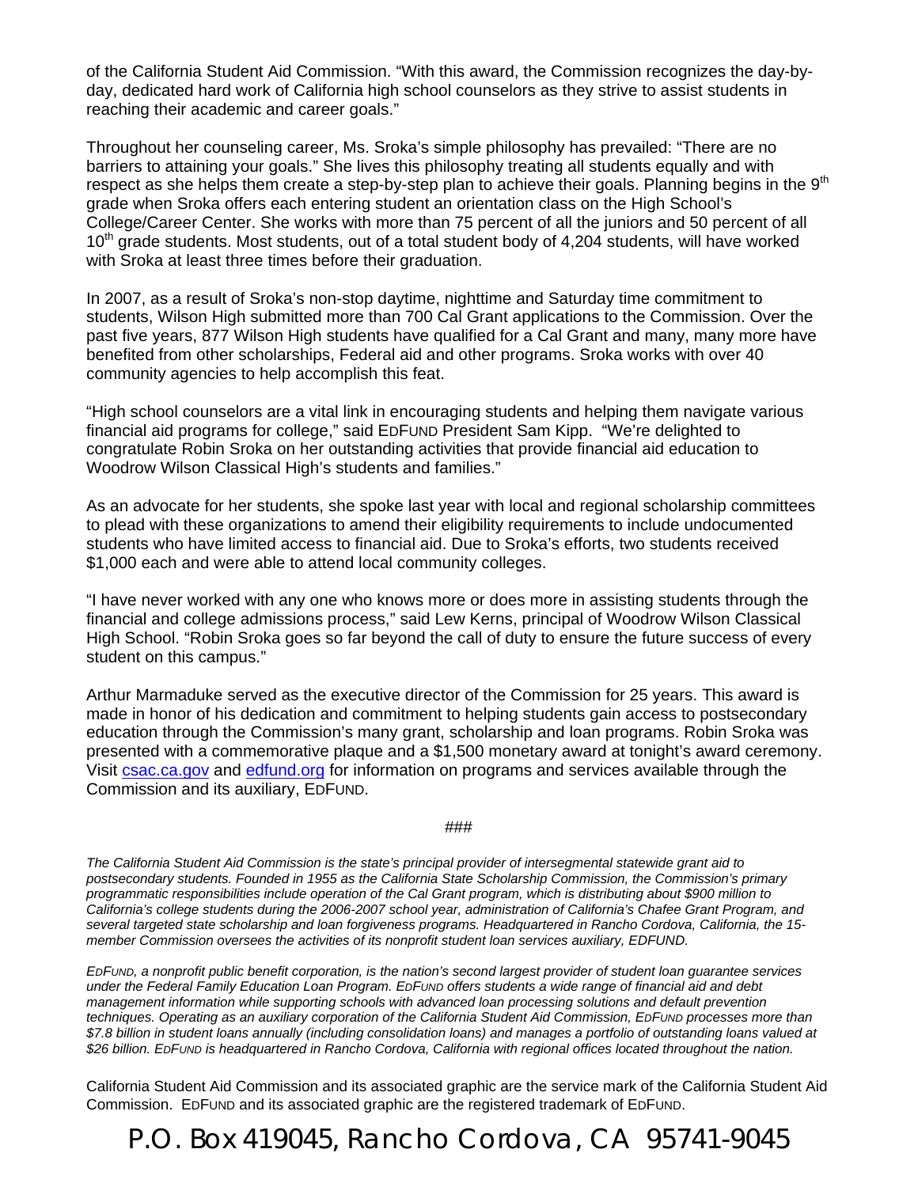of the California Student Aid Commission. "With this award, the Commission recognizes the day-by-day, dedicated hard work of California high school counselors as they strive to assist students in reaching their academic and career goals."

Throughout her counseling career, Ms. Sroka's simple philosophy has prevailed: "There are no barriers to attaining your goals." She lives this philosophy treating all students equally and with respect as she helps them create a step-by-step plan to achieve their goals. Planning begins in the 9th grade when Sroka offers each entering student an orientation class on the High School's College/Career Center. She works with more than 75 percent of all the juniors and 50 percent of all 10th grade students. Most students, out of a total student body of 4,204 students, will have worked with Sroka at least three times before their graduation.

In 2007, as a result of Sroka's non-stop daytime, nighttime and Saturday time commitment to students, Wilson High submitted more than 700 Cal Grant applications to the Commission. Over the past five years, 877 Wilson High students have qualified for a Cal Grant and many, many more have benefited from other scholarships, Federal aid and other programs. Sroka works with over 40 community agencies to help accomplish this feat.

"High school counselors are a vital link in encouraging students and helping them navigate various financial aid programs for college," said EDFUND President Sam Kipp. "We're delighted to congratulate Robin Sroka on her outstanding activities that provide financial aid education to Woodrow Wilson Classical High's students and families."

As an advocate for her students, she spoke last year with local and regional scholarship committees to plead with these organizations to amend their eligibility requirements to include undocumented students who have limited access to financial aid. Due to Sroka's efforts, two students received $1,000 each and were able to attend local community colleges.

"I have never worked with any one who knows more or does more in assisting students through the financial and college admissions process," said Lew Kerns, principal of Woodrow Wilson Classical High School. "Robin Sroka goes so far beyond the call of duty to ensure the future success of every student on this campus."

Arthur Marmaduke served as the executive director of the Commission for 25 years. This award is made in honor of his dedication and commitment to helping students gain access to postsecondary education through the Commission's many grant, scholarship and loan programs. Robin Sroka was presented with a commemorative plaque and a $1,500 monetary award at tonight's award ceremony. Visit csac.ca.gov and edfund.org for information on programs and services available through the Commission and its auxiliary, EDFUND.

###

*The California Student Aid Commission is the state's principal provider of intersegmental statewide grant aid to postsecondary students. Founded in 1955 as the California State Scholarship Commission, the Commission's primary programmatic responsibilities include operation of the Cal Grant program, which is distributing about $900 million to California's college students during the 2006-2007 school year, administration of California's Chafee Grant Program, and several targeted state scholarship and loan forgiveness programs. Headquartered in Rancho Cordova, California, the 15-member Commission oversees the activities of its nonprofit student loan services auxiliary, EDFUND.*

*EDFUND, a nonprofit public benefit corporation, is the nation's second largest provider of student loan guarantee services under the Federal Family Education Loan Program. EDFUND offers students a wide range of financial aid and debt management information while supporting schools with advanced loan processing solutions and default prevention techniques. Operating as an auxiliary corporation of the California Student Aid Commission, EDFUND processes more than $7.8 billion in student loans annually (including consolidation loans) and manages a portfolio of outstanding loans valued at $26 billion. EDFUND is headquartered in Rancho Cordova, California with regional offices located throughout the nation.*

California Student Aid Commission and its associated graphic are the service mark of the California Student Aid Commission. EDFUND and its associated graphic are the registered trademark of EDFUND.

P.O. Box 419045, Rancho Cordova, CA 95741-9045